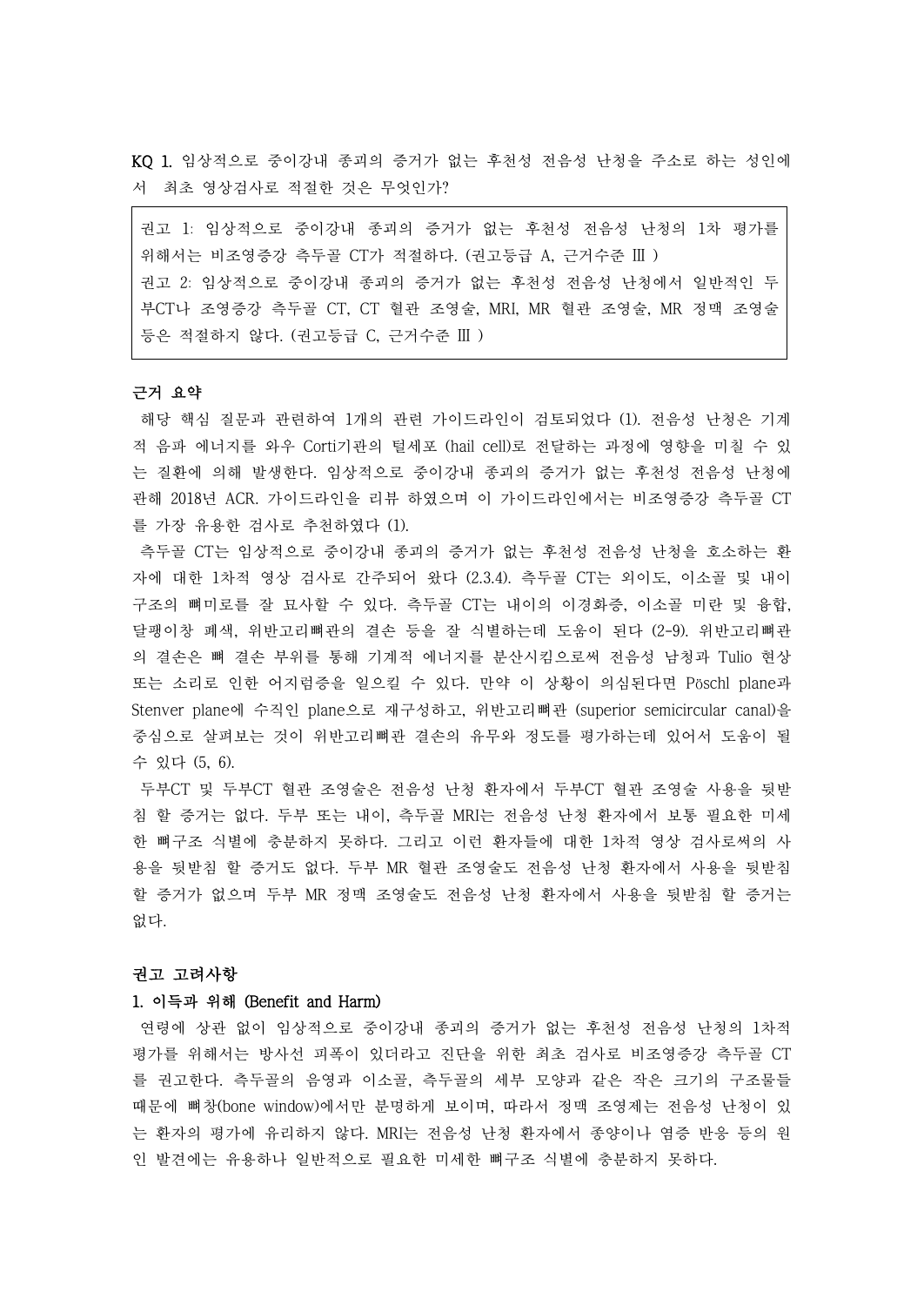**KQ 1.** 임상적으로 중이강내 종괴의 증거가 없는 후천성 전음성 난청을 주소로 하는 성인에서 최초 영상검사로 적절한 것은 무엇인가?

> 권고 1: 임상적으로 중이강내 종괴의 증거가 없는 후천성 전음성 난청의 1차 평가를 위해서는 비조영증강 측두골 CT가 적절하다. (권고등급 A, 근거수준 Ⅲ )
> 권고 2: 임상적으로 중이강내 종괴의 증거가 없는 후천성 전음성 난청에서 일반적인 두부CT나 조영증강 측두골 CT, CT 혈관 조영술, MRI, MR 혈관 조영술, MR 정맥 조영술 등은 적절하지 않다. (권고등급 C, 근거수준 Ⅲ )

### 근거 요약

해당 핵심 질문과 관련하여 1개의 관련 가이드라인이 검토되었다 (1). 전음성 난청은 기계적 음파 에너지를 와우 Corti기관의 털세포 (hail cell)로 전달하는 과정에 영향을 미칠 수 있는 질환에 의해 발생한다. 임상적으로 중이강내 종괴의 증거가 없는 후천성 전음성 난청에 관해 2018년 ACR. 가이드라인을 리뷰 하였으며 이 가이드라인에서는 비조영증강 측두골 CT를 가장 유용한 검사로 추천하였다 (1).

측두골 CT는 임상적으로 중이강내 종괴의 증거가 없는 후천성 전음성 난청을 호소하는 환자에 대한 1차적 영상 검사로 간주되어 왔다 (2.3.4). 측두골 CT는 외이도, 이소골 및 내이 구조의 뼈미로를 잘 묘사할 수 있다. 측두골 CT는 내이의 이경화증, 이소골 미란 및 융합, 달팽이창 폐색, 위반고리뼈관의 결손 등을 잘 식별하는데 도움이 된다 (2-9). 위반고리뼈관의 결손은 뼈 결손 부위를 통해 기계적 에너지를 분산시킴으로써 전음성 남청과 Tulio 현상 또는 소리로 인한 어지럼증을 일으킬 수 있다. 만약 이 상황이 의심된다면 Pöschl plane과 Stenver plane에 수직인 plane으로 재구성하고, 위반고리뼈관 (superior semicircular canal)을 중심으로 살펴보는 것이 위반고리뼈관 결손의 유무와 정도를 평가하는데 있어서 도움이 될 수 있다 (5, 6).

두부CT 및 두부CT 혈관 조영술은 전음성 난청 환자에서 두부CT 혈관 조영술 사용을 뒷받침 할 증거는 없다. 두부 또는 내이, 측두골 MRI는 전음성 난청 환자에서 보통 필요한 미세한 뼈구조 식별에 충분하지 못하다. 그리고 이런 환자들에 대한 1차적 영상 검사로써의 사용을 뒷받침 할 증거도 없다. 두부 MR 혈관 조영술도 전음성 난청 환자에서 사용을 뒷받침 할 증거가 없으며 두부 MR 정맥 조영술도 전음성 난청 환자에서 사용을 뒷받침 할 증거는 없다.

### 권고 고려사항

#### 1. 이득과 위해 (Benefit and Harm)

연령에 상관 없이 임상적으로 중이강내 종괴의 증거가 없는 후천성 전음성 난청의 1차적 평가를 위해서는 방사선 피폭이 있더라고 진단을 위한 최초 검사로 비조영증강 측두골 CT를 권고한다. 측두골의 음영과 이소골, 측두골의 세부 모양과 같은 작은 크기의 구조물들 때문에 뼈창(bone window)에서만 분명하게 보이며, 따라서 정맥 조영제는 전음성 난청이 있는 환자의 평가에 유리하지 않다. MRI는 전음성 난청 환자에서 종양이나 염증 반응 등의 원인 발견에는 유용하나 일반적으로 필요한 미세한 뼈구조 식별에 충분하지 못하다.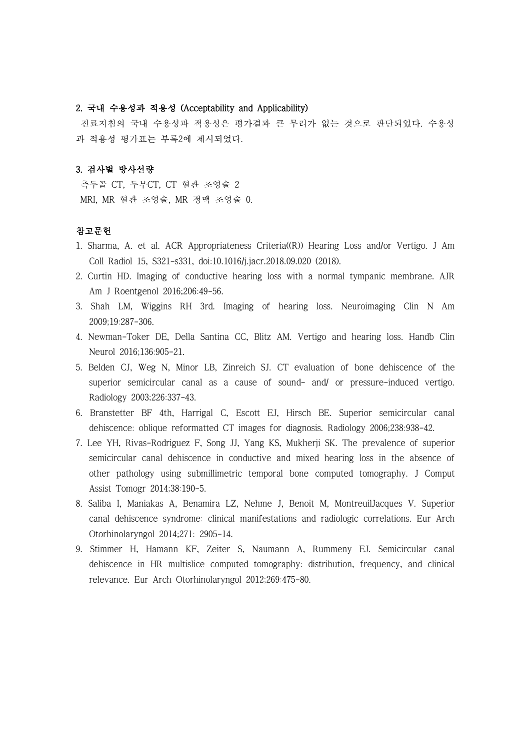## 2. 국내 수용성과 적용성 (Acceptability and Applicability)

진료지침의 국내 수용성과 적용성은 평가결과 큰 무리가 없는 것으로 판단되었다. 수용성과 적용성 평가표는 부록2에 제시되었다.

## 3. 검사별 방사선량

측두골 CT, 두부CT, CT 혈관 조영술 2

MRI, MR 혈관 조영술, MR 정맥 조영술 0.

## 참고문헌

1. Sharma, A. et al. ACR Appropriateness Criteria((R)) Hearing Loss and/or Vertigo. J Am Coll Radiol 15, S321-s331, doi:10.1016/j.jacr.2018.09.020 (2018).
2. Curtin HD. Imaging of conductive hearing loss with a normal tympanic membrane. AJR Am J Roentgenol 2016;206:49-56.
3. Shah LM, Wiggins RH 3rd. Imaging of hearing loss. Neuroimaging Clin N Am 2009;19:287-306.
4. Newman-Toker DE, Della Santina CC, Blitz AM. Vertigo and hearing loss. Handb Clin Neurol 2016;136:905-21.
5. Belden CJ, Weg N, Minor LB, Zinreich SJ. CT evaluation of bone dehiscence of the superior semicircular canal as a cause of sound- and/ or pressure-induced vertigo. Radiology 2003;226:337-43.
6. Branstetter BF 4th, Harrigal C, Escott EJ, Hirsch BE. Superior semicircular canal dehiscence: oblique reformatted CT images for diagnosis. Radiology 2006;238:938-42.
7. Lee YH, Rivas-Rodriguez F, Song JJ, Yang KS, Mukherji SK. The prevalence of superior semicircular canal dehiscence in conductive and mixed hearing loss in the absence of other pathology using submillimetric temporal bone computed tomography. J Comput Assist Tomogr 2014;38:190-5.
8. Saliba I, Maniakas A, Benamira LZ, Nehme J, Benoit M, MontreuilJacques V. Superior canal dehiscence syndrome: clinical manifestations and radiologic correlations. Eur Arch Otorhinolaryngol 2014;271: 2905-14.
9. Stimmer H, Hamann KF, Zeiter S, Naumann A, Rummeny EJ. Semicircular canal dehiscence in HR multislice computed tomography: distribution, frequency, and clinical relevance. Eur Arch Otorhinolaryngol 2012;269:475-80.